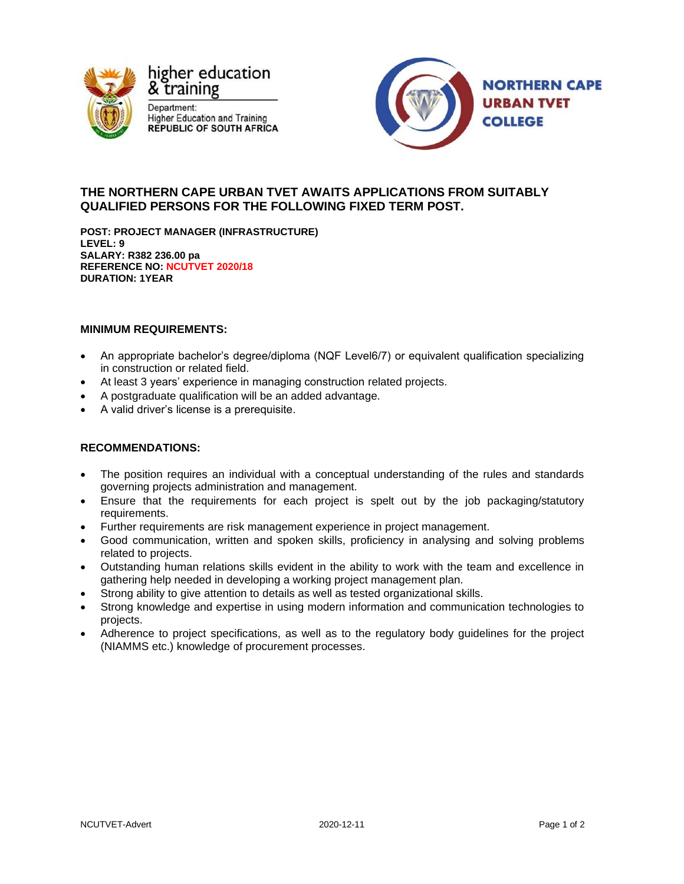higher education & training

Department:
Higher Education and Training
REPUBLIC OF SOUTH AFRICA

NORTHERN CAPE URBAN TVET COLLEGE

## THE NORTHERN CAPE URBAN TVET AWAITS APPLICATIONS FROM SUITABLY QUALIFIED PERSONS FOR THE FOLLOWING FIXED TERM POST.

**POST: PROJECT MANAGER (INFRASTRUCTURE)**
**LEVEL: 9**
**SALARY: R382 236.00 pa**
**REFERENCE NO: NCUTVET 2020/18**
**DURATION: 1YEAR**

### MINIMUM REQUIREMENTS:

- An appropriate bachelor's degree/diploma (NQF Level6/7) or equivalent qualification specializing in construction or related field.
- At least 3 years' experience in managing construction related projects.
- A postgraduate qualification will be an added advantage.
- A valid driver's license is a prerequisite.

### RECOMMENDATIONS:

- The position requires an individual with a conceptual understanding of the rules and standards governing projects administration and management.
- Ensure that the requirements for each project is spelt out by the job packaging/statutory requirements.
- Further requirements are risk management experience in project management.
- Good communication, written and spoken skills, proficiency in analysing and solving problems related to projects.
- Outstanding human relations skills evident in the ability to work with the team and excellence in gathering help needed in developing a working project management plan.
- Strong ability to give attention to details as well as tested organizational skills.
- Strong knowledge and expertise in using modern information and communication technologies to projects.
- Adherence to project specifications, as well as to the regulatory body guidelines for the project (NIAMMS etc.) knowledge of procurement processes.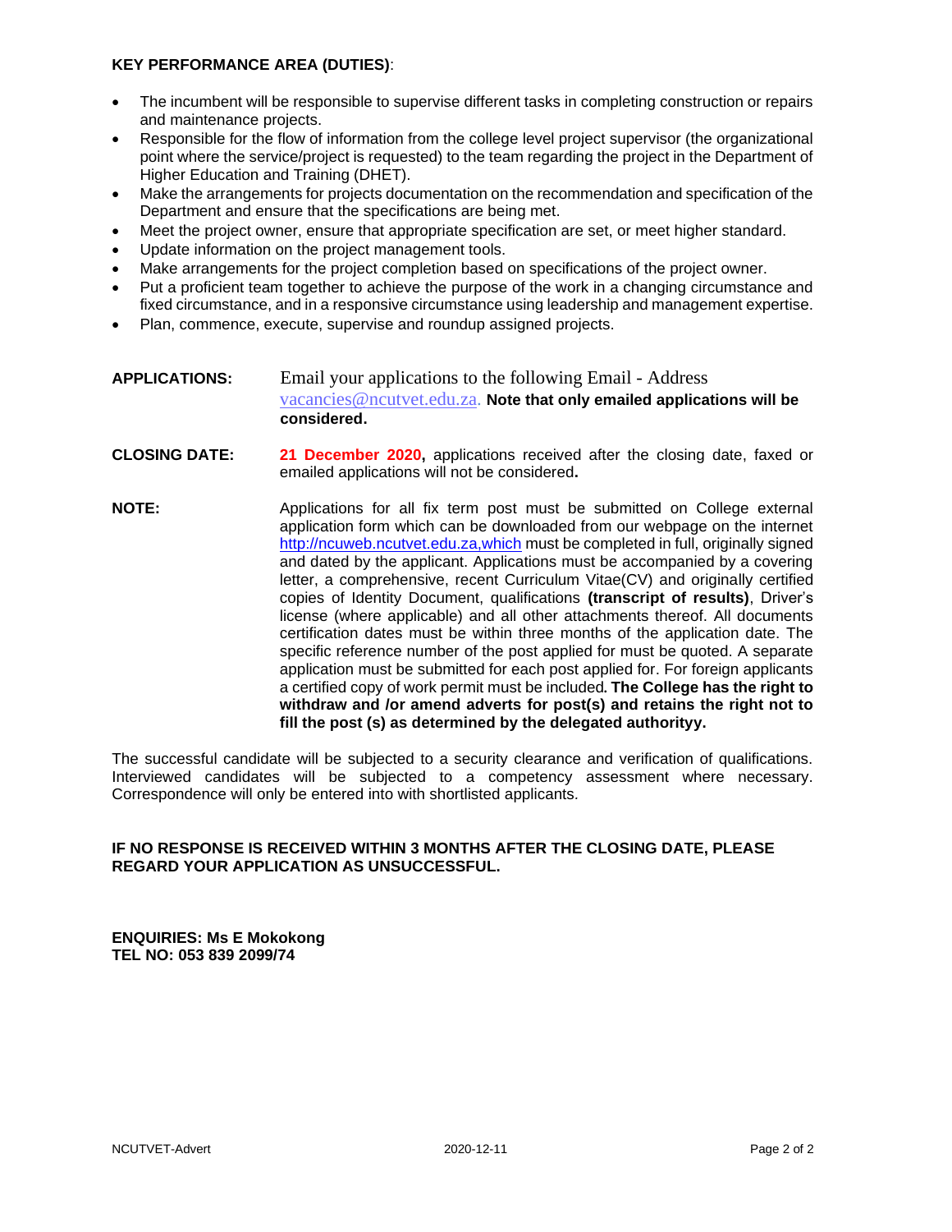**KEY PERFORMANCE AREA (DUTIES)**:

- The incumbent will be responsible to supervise different tasks in completing construction or repairs and maintenance projects.
- Responsible for the flow of information from the college level project supervisor (the organizational point where the service/project is requested) to the team regarding the project in the Department of Higher Education and Training (DHET).
- Make the arrangements for projects documentation on the recommendation and specification of the Department and ensure that the specifications are being met.
- Meet the project owner, ensure that appropriate specification are set, or meet higher standard.
- Update information on the project management tools.
- Make arrangements for the project completion based on specifications of the project owner.
- Put a proficient team together to achieve the purpose of the work in a changing circumstance and fixed circumstance, and in a responsive circumstance using leadership and management expertise.
- Plan, commence, execute, supervise and roundup assigned projects.

**APPLICATIONS:** Email your applications to the following Email - Address vacancies@ncutvet.edu.za. **Note that only emailed applications will be considered.**

**CLOSING DATE:** **21 December 2020,** applications received after the closing date, faxed or emailed applications will not be considered**.**

**NOTE:** Applications for all fix term post must be submitted on College external application form which can be downloaded from our webpage on the internet http://ncuweb.ncutvet.edu.za,which must be completed in full, originally signed and dated by the applicant. Applications must be accompanied by a covering letter, a comprehensive, recent Curriculum Vitae(CV) and originally certified copies of Identity Document, qualifications **(transcript of results)**, Driver's license (where applicable) and all other attachments thereof. All documents certification dates must be within three months of the application date. The specific reference number of the post applied for must be quoted. A separate application must be submitted for each post applied for. For foreign applicants a certified copy of work permit must be included**. The College has the right to withdraw and /or amend adverts for post(s) and retains the right not to fill the post (s) as determined by the delegated authorityy.**

The successful candidate will be subjected to a security clearance and verification of qualifications. Interviewed candidates will be subjected to a competency assessment where necessary. Correspondence will only be entered into with shortlisted applicants.

**IF NO RESPONSE IS RECEIVED WITHIN 3 MONTHS AFTER THE CLOSING DATE, PLEASE REGARD YOUR APPLICATION AS UNSUCCESSFUL.**

**ENQUIRIES: Ms E Mokokong**
**TEL NO: 053 839 2099/74**

NCUTVET-Advert 2020-12-11